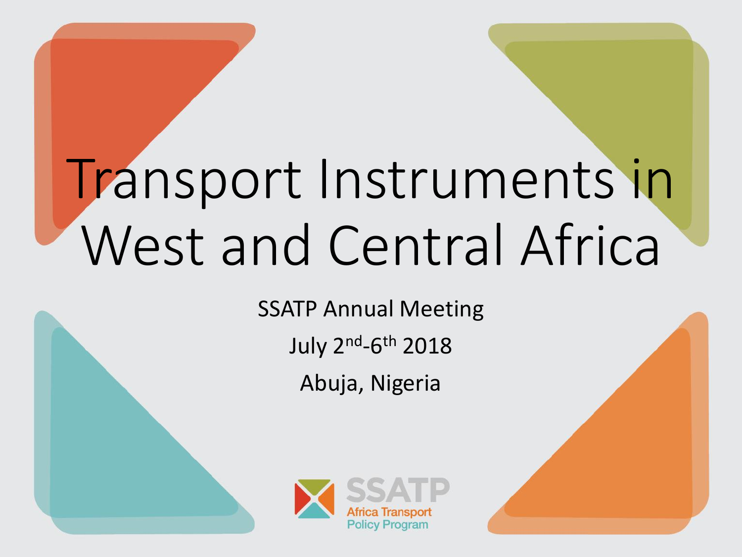# Transport Instruments in West and Central Africa

SSATP Annual Meeting

July 2nd-6th 2018

Abuja, Nigeria

SSATP
Africa Transport
Policy Program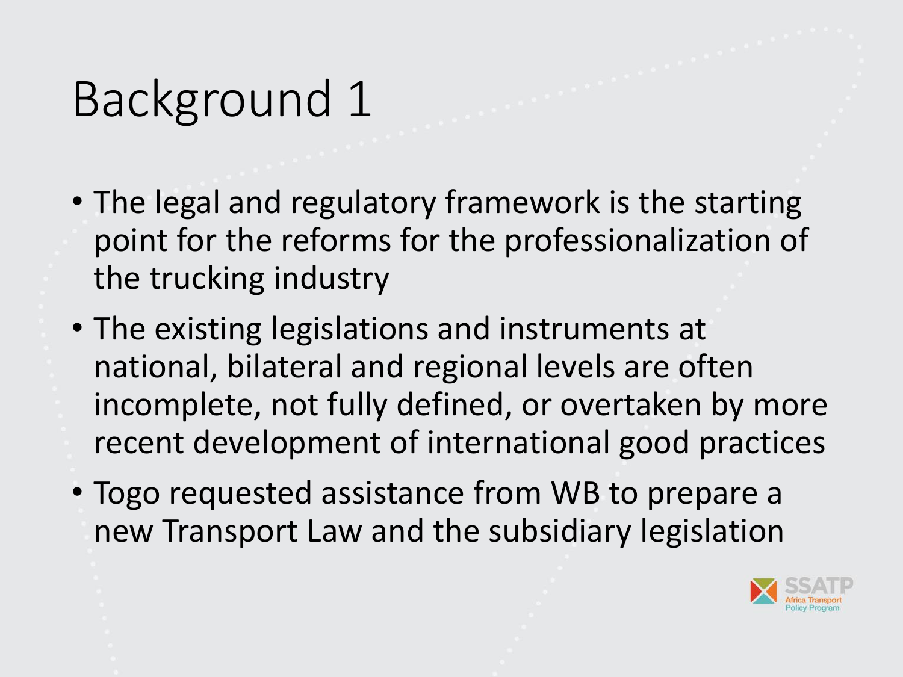# Background 1

- The legal and regulatory framework is the starting point for the reforms for the professionalization of the trucking industry
- The existing legislations and instruments at national, bilateral and regional levels are often incomplete, not fully defined, or overtaken by more recent development of international good practices
- Togo requested assistance from WB to prepare a new Transport Law and the subsidiary legislation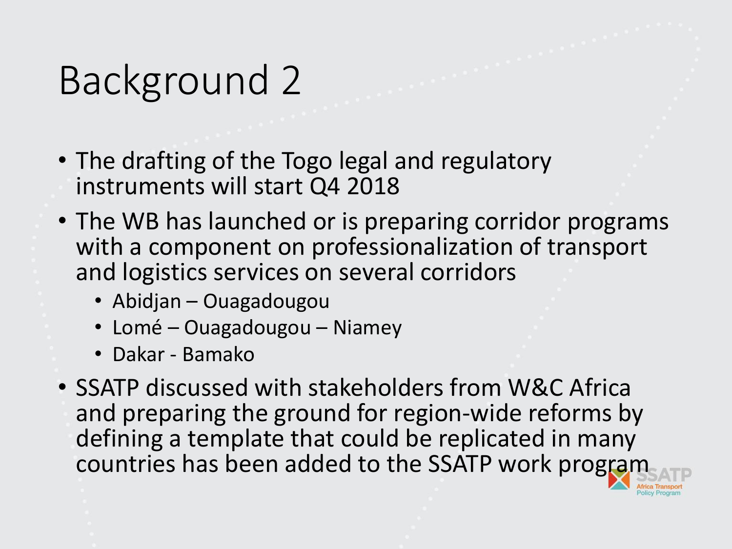# Background 2

- The drafting of the Togo legal and regulatory instruments will start Q4 2018
- The WB has launched or is preparing corridor programs with a component on professionalization of transport and logistics services on several corridors
  - Abidjan – Ouagadougou
  - Lomé – Ouagadougou – Niamey
  - Dakar - Bamako
- SSATP discussed with stakeholders from W&C Africa and preparing the ground for region-wide reforms by defining a template that could be replicated in many countries has been added to the SSATP work program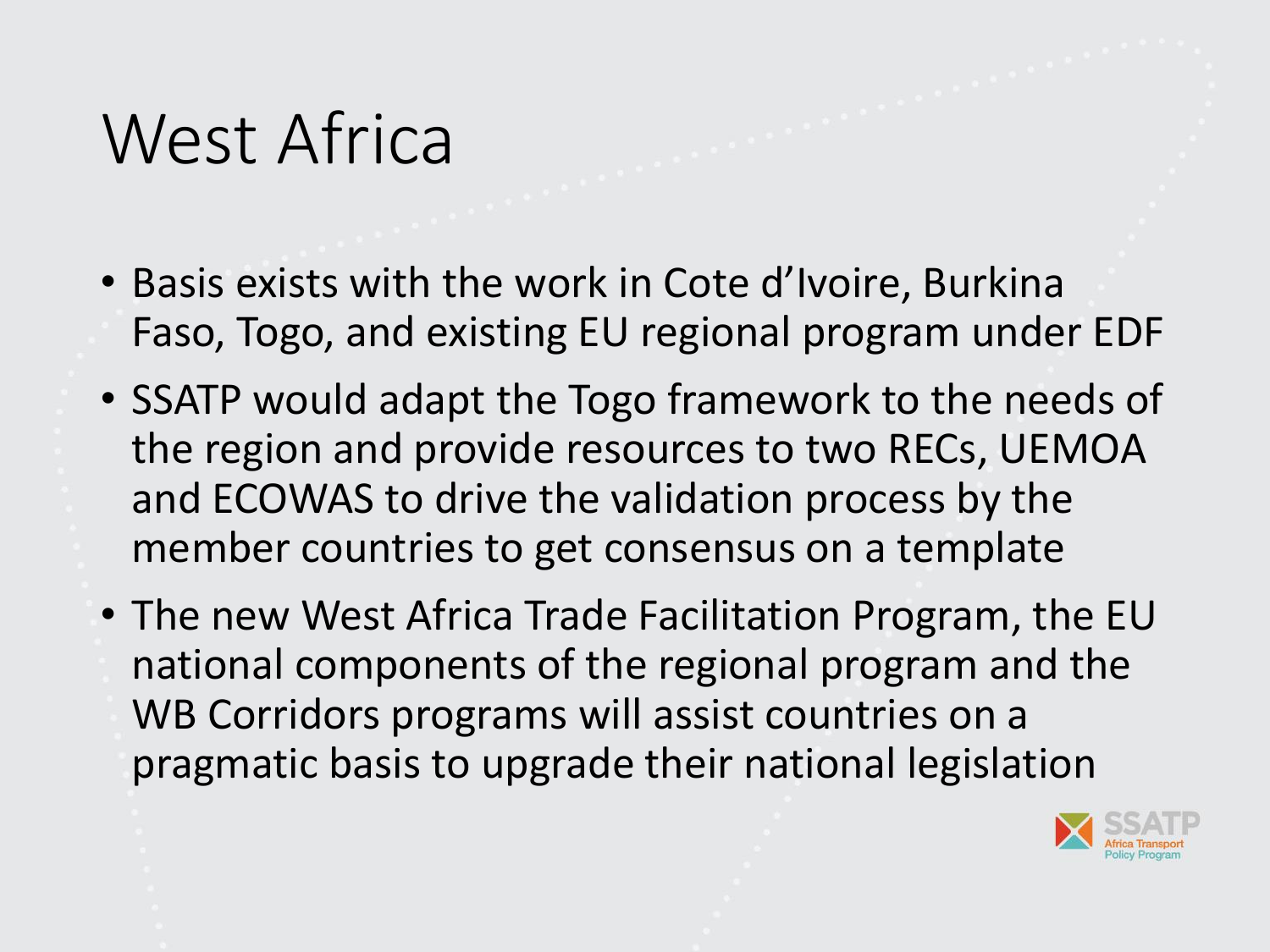# West Africa

- Basis exists with the work in Cote d'Ivoire, Burkina Faso, Togo, and existing EU regional program under EDF
- SSATP would adapt the Togo framework to the needs of the region and provide resources to two RECs, UEMOA and ECOWAS to drive the validation process by the member countries to get consensus on a template
- The new West Africa Trade Facilitation Program, the EU national components of the regional program and the WB Corridors programs will assist countries on a pragmatic basis to upgrade their national legislation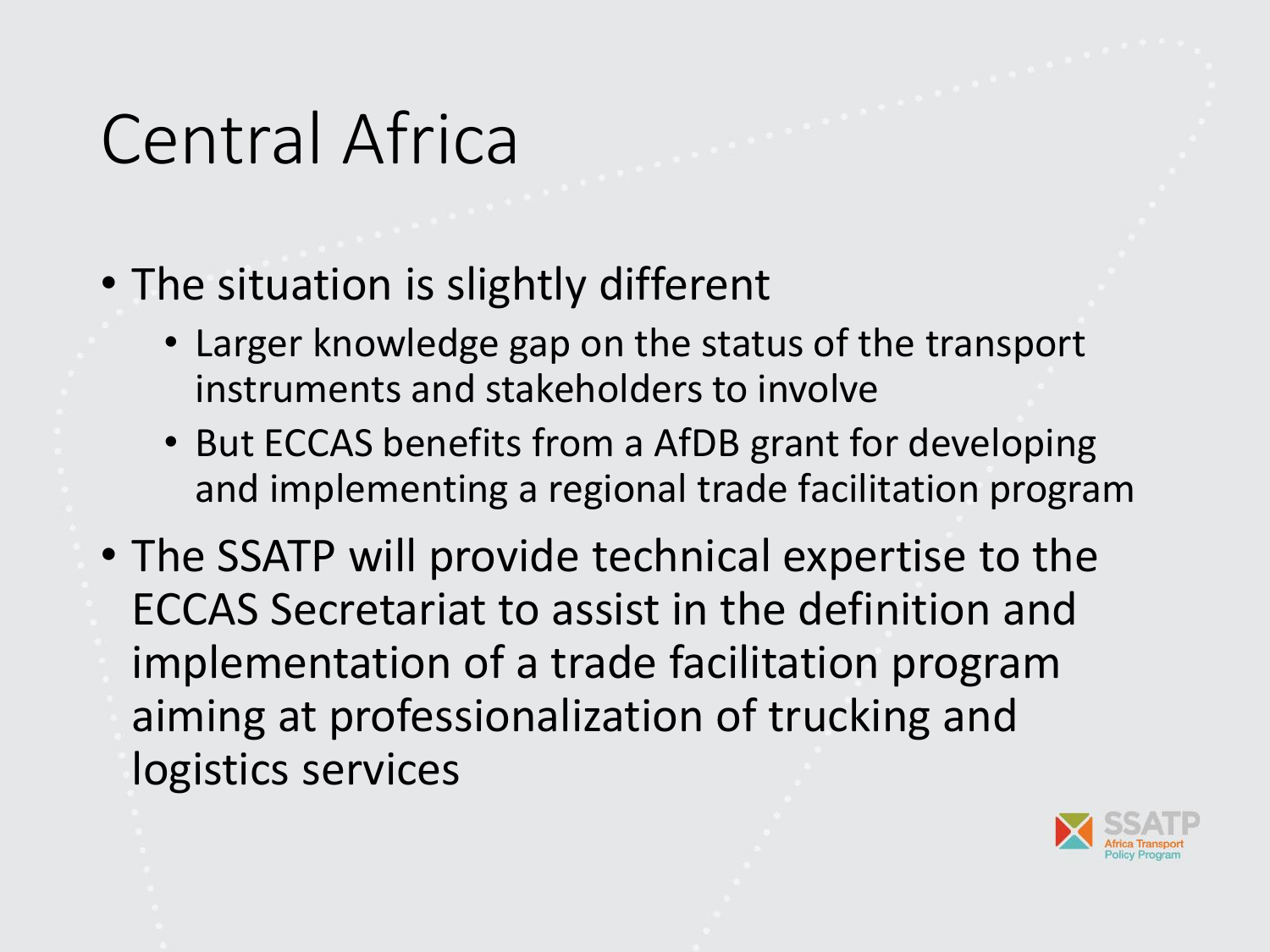# Central Africa

- The situation is slightly different
  - Larger knowledge gap on the status of the transport instruments and stakeholders to involve
  - But ECCAS benefits from a AfDB grant for developing and implementing a regional trade facilitation program
- The SSATP will provide technical expertise to the ECCAS Secretariat to assist in the definition and implementation of a trade facilitation program aiming at professionalization of trucking and logistics services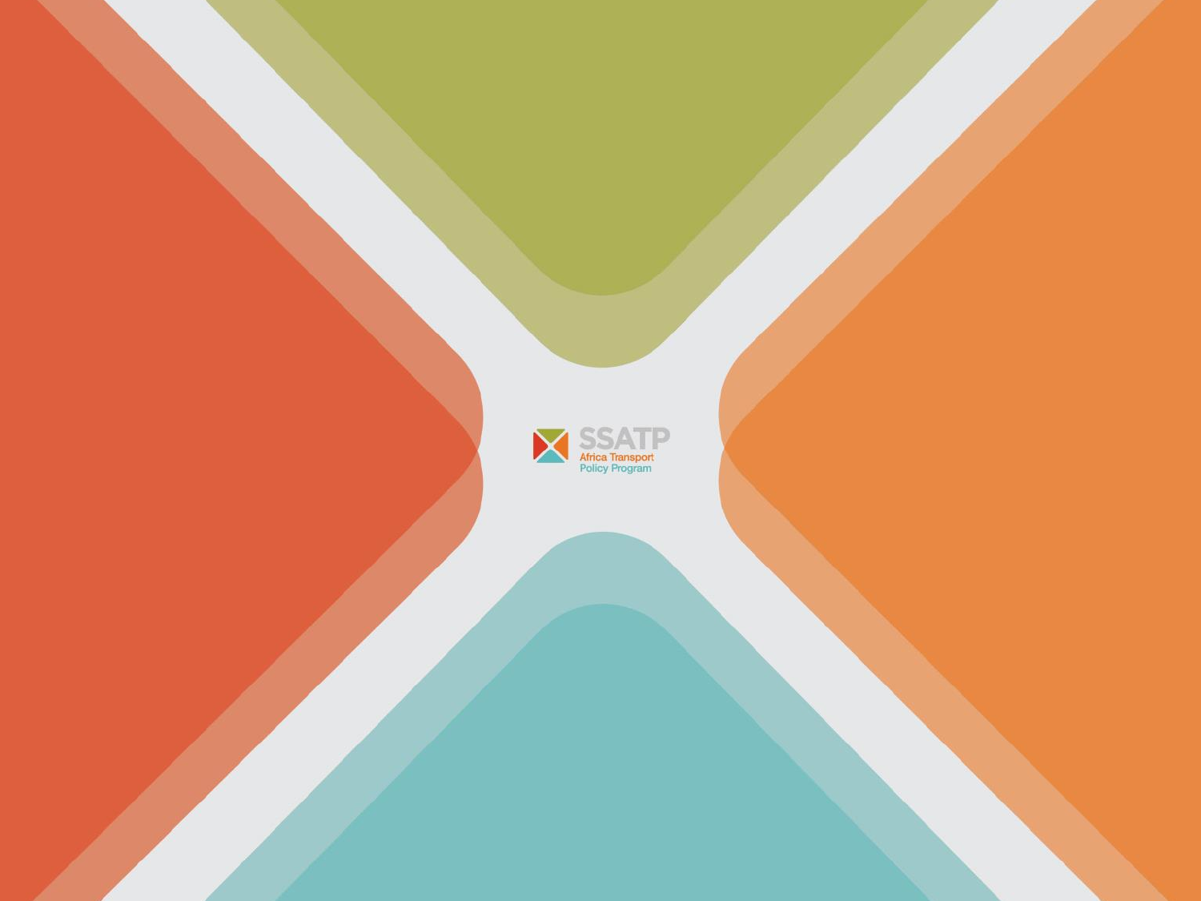SSATP
Africa Transport
Policy Program